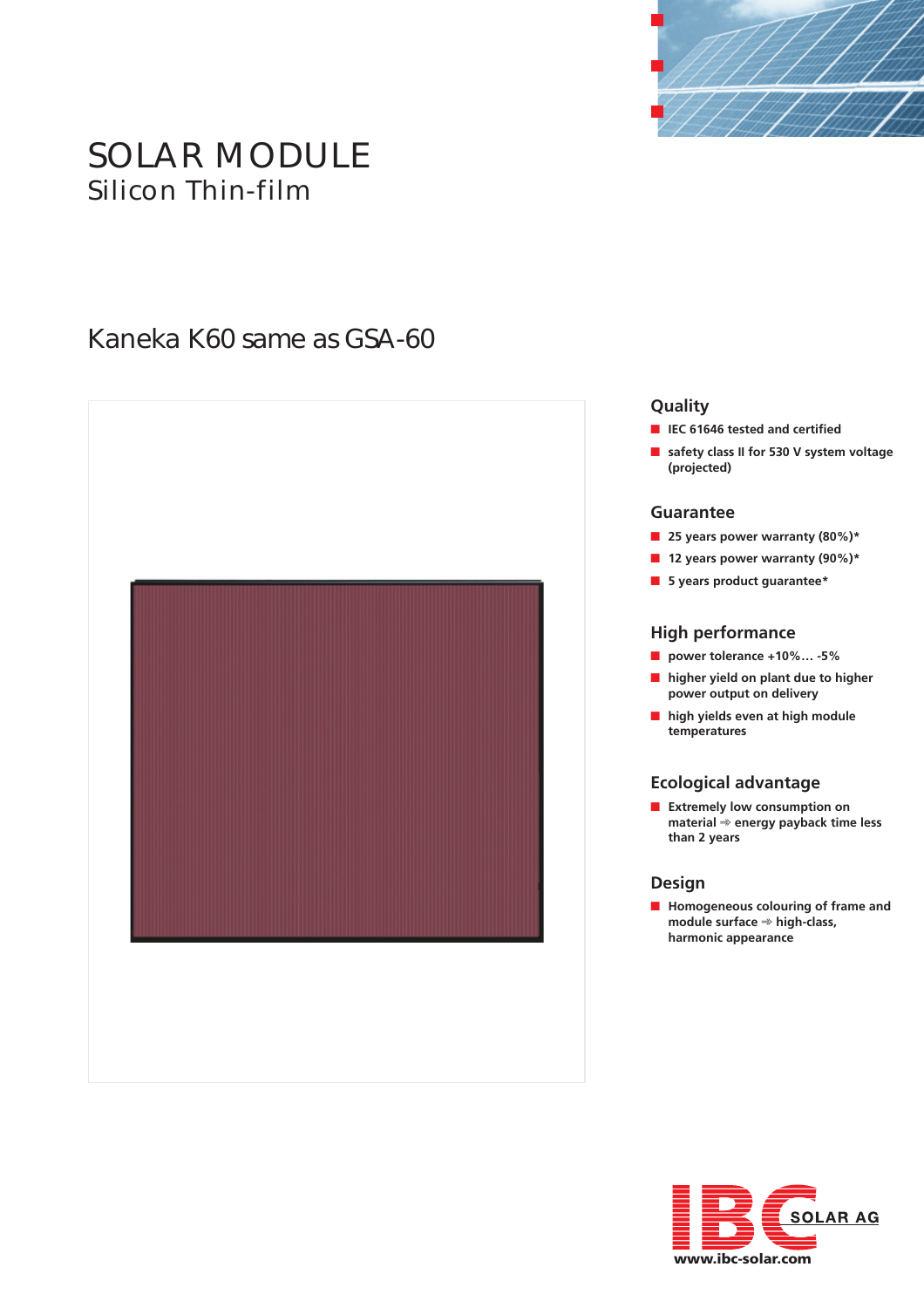# SOLAR MODULE

## Silicon Thin-film

## Kaneka K60 same as GSA-60

### Quality

- IEC 61646 tested and certified
- safety class II for 530 V system voltage (projected)

### Guarantee

- 25 years power warranty (80%)*
- 12 years power warranty (90%)*
- 5 years product guarantee*

### High performance

- power tolerance +10%… -5%
- higher yield on plant due to higher power output on delivery
- high yields even at high module temperatures

### Ecological advantage

- Extremely low consumption on material ⇒ energy payback time less than 2 years

### Design

- Homogeneous colouring of frame and module surface ⇒ high-class, harmonic appearance

IBC SOLAR AG

www.ibc-solar.com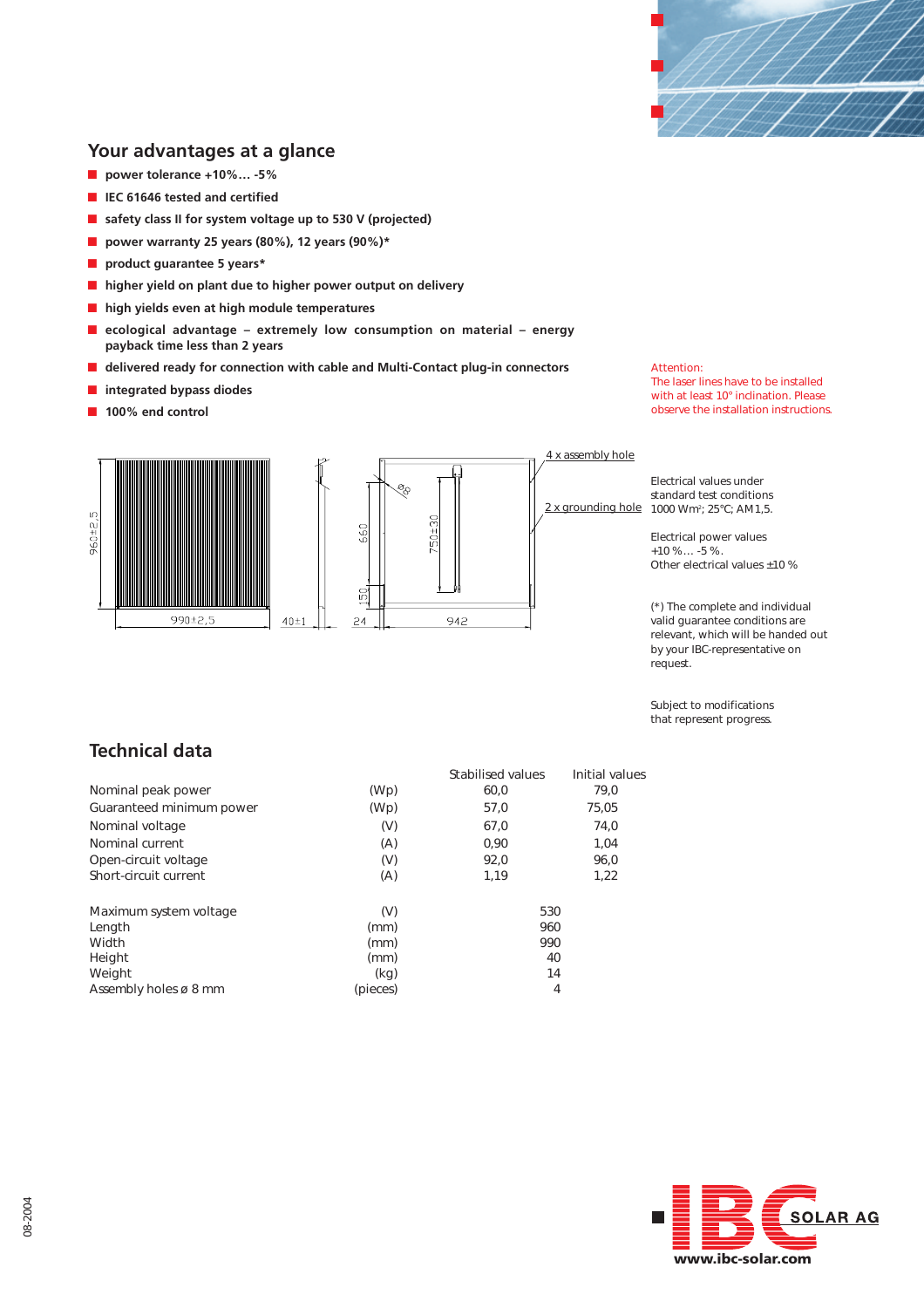## Your advantages at a glance

- **power tolerance +10%… -5%**
- **IEC 61646 tested and certified**
- **safety class II for system voltage up to 530 V (projected)**
- **power warranty 25 years (80%), 12 years (90%)***
- **product guarantee 5 years***
- **higher yield on plant due to higher power output on delivery**
- **high yields even at high module temperatures**
- **ecological advantage – extremely low consumption on material – energy payback time less than 2 years**
- **delivered ready for connection with cable and Multi-Contact plug-in connectors**
- **integrated bypass diodes**
- **100% end control**

Attention:
The laser lines have to be installed with at least 10° inclination. Please observe the installation instructions.

960±2,5
990±2,5
40±1
660
150
24
942
750±30
ø8
4 x assembly hole
2 x grounding hole

Electrical values under standard test conditions 1000 Wm²; 25°C; AM1,5.

Electrical power values +10 %… -5 %.
Other electrical values ±10 %

(*) The complete and individual valid guarantee conditions are relevant, which will be handed out by your IBC-representative on request.

Subject to modifications that represent progress.

## Technical data

| | | Stabilised values | Initial values |
|---|---|---|---|
| Nominal peak power | (Wp) | 60,0 | 79,0 |
| Guaranteed minimum power | (Wp) | 57,0 | 75,05 |
| Nominal voltage | (V) | 67,0 | 74,0 |
| Nominal current | (A) | 0,90 | 1,04 |
| Open-circuit voltage | (V) | 92,0 | 96,0 |
| Short-circuit current | (A) | 1,19 | 1,22 |

| | | |
|---|---|---|
| Maximum system voltage | (V) | 530 |
| Length | (mm) | 960 |
| Width | (mm) | 990 |
| Height | (mm) | 40 |
| Weight | (kg) | 14 |
| Assembly holes ø 8 mm | (pieces) | 4 |

08-2004

IBC SOLAR AG
www.ibc-solar.com